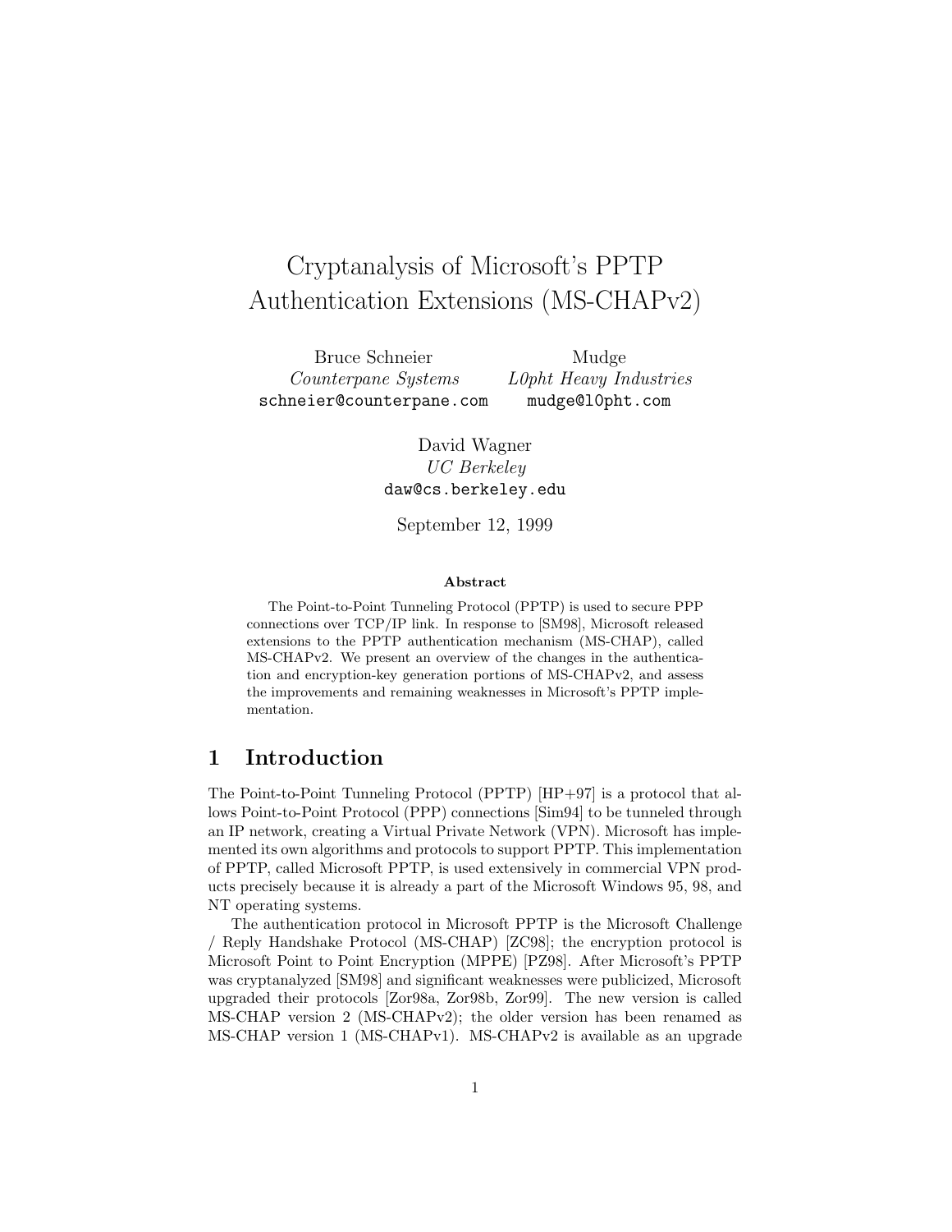# Cryptanalysis of Microsoft's PPTP Authentication Extensions (MS-CHAPv2)

Bruce Schneier
*Counterpane Systems*
schneier@counterpane.com

Mudge
*L0pht Heavy Industries*
mudge@l0pht.com

David Wagner
*UC Berkeley*
daw@cs.berkeley.edu

September 12, 1999

**Abstract**

The Point-to-Point Tunneling Protocol (PPTP) is used to secure PPP connections over TCP/IP link. In response to [SM98], Microsoft released extensions to the PPTP authentication mechanism (MS-CHAP), called MS-CHAPv2. We present an overview of the changes in the authentication and encryption-key generation portions of MS-CHAPv2, and assess the improvements and remaining weaknesses in Microsoft's PPTP implementation.

## 1 Introduction

The Point-to-Point Tunneling Protocol (PPTP) [HP+97] is a protocol that allows Point-to-Point Protocol (PPP) connections [Sim94] to be tunneled through an IP network, creating a Virtual Private Network (VPN). Microsoft has implemented its own algorithms and protocols to support PPTP. This implementation of PPTP, called Microsoft PPTP, is used extensively in commercial VPN products precisely because it is already a part of the Microsoft Windows 95, 98, and NT operating systems.

The authentication protocol in Microsoft PPTP is the Microsoft Challenge / Reply Handshake Protocol (MS-CHAP) [ZC98]; the encryption protocol is Microsoft Point to Point Encryption (MPPE) [PZ98]. After Microsoft's PPTP was cryptanalyzed [SM98] and significant weaknesses were publicized, Microsoft upgraded their protocols [Zor98a, Zor98b, Zor99]. The new version is called MS-CHAP version 2 (MS-CHAPv2); the older version has been renamed as MS-CHAP version 1 (MS-CHAPv1). MS-CHAPv2 is available as an upgrade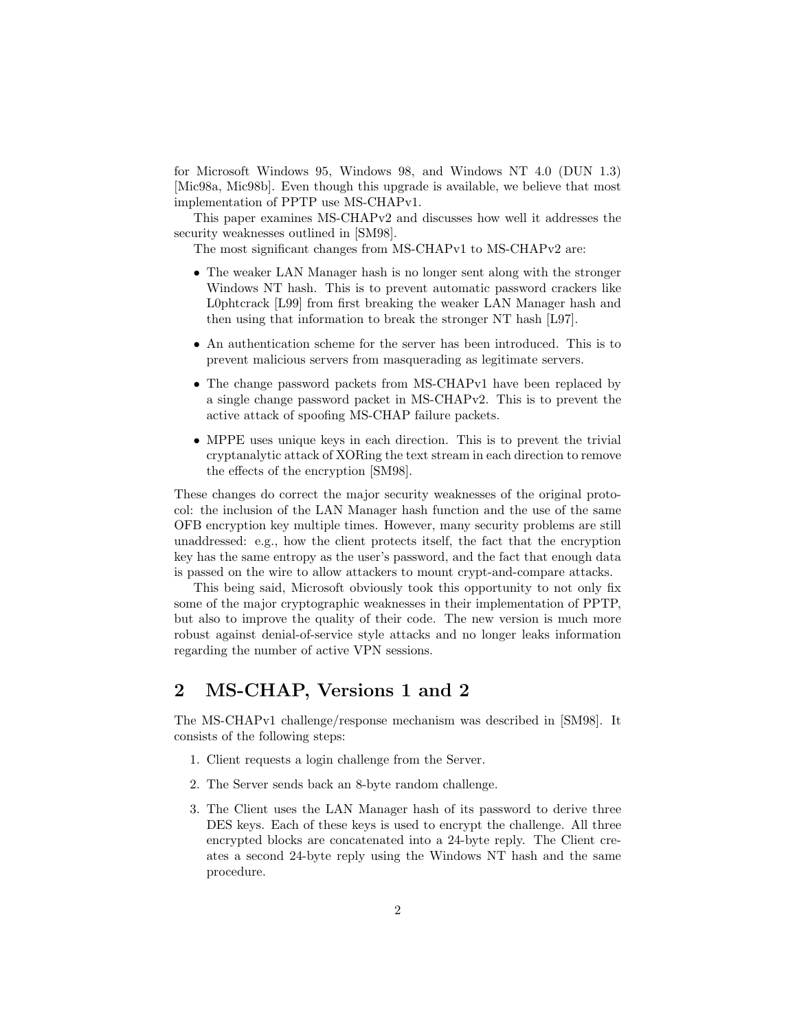for Microsoft Windows 95, Windows 98, and Windows NT 4.0 (DUN 1.3) [Mic98a, Mic98b]. Even though this upgrade is available, we believe that most implementation of PPTP use MS-CHAPv1.

This paper examines MS-CHAPv2 and discusses how well it addresses the security weaknesses outlined in [SM98].

The most significant changes from MS-CHAPv1 to MS-CHAPv2 are:

- The weaker LAN Manager hash is no longer sent along with the stronger Windows NT hash. This is to prevent automatic password crackers like L0phtcrack [L99] from first breaking the weaker LAN Manager hash and then using that information to break the stronger NT hash [L97].
- An authentication scheme for the server has been introduced. This is to prevent malicious servers from masquerading as legitimate servers.
- The change password packets from MS-CHAPv1 have been replaced by a single change password packet in MS-CHAPv2. This is to prevent the active attack of spoofing MS-CHAP failure packets.
- MPPE uses unique keys in each direction. This is to prevent the trivial cryptanalytic attack of XORing the text stream in each direction to remove the effects of the encryption [SM98].

These changes do correct the major security weaknesses of the original protocol: the inclusion of the LAN Manager hash function and the use of the same OFB encryption key multiple times. However, many security problems are still unaddressed: e.g., how the client protects itself, the fact that the encryption key has the same entropy as the user's password, and the fact that enough data is passed on the wire to allow attackers to mount crypt-and-compare attacks.

This being said, Microsoft obviously took this opportunity to not only fix some of the major cryptographic weaknesses in their implementation of PPTP, but also to improve the quality of their code. The new version is much more robust against denial-of-service style attacks and no longer leaks information regarding the number of active VPN sessions.

## 2 MS-CHAP, Versions 1 and 2

The MS-CHAPv1 challenge/response mechanism was described in [SM98]. It consists of the following steps:

1. Client requests a login challenge from the Server.
2. The Server sends back an 8-byte random challenge.
3. The Client uses the LAN Manager hash of its password to derive three DES keys. Each of these keys is used to encrypt the challenge. All three encrypted blocks are concatenated into a 24-byte reply. The Client creates a second 24-byte reply using the Windows NT hash and the same procedure.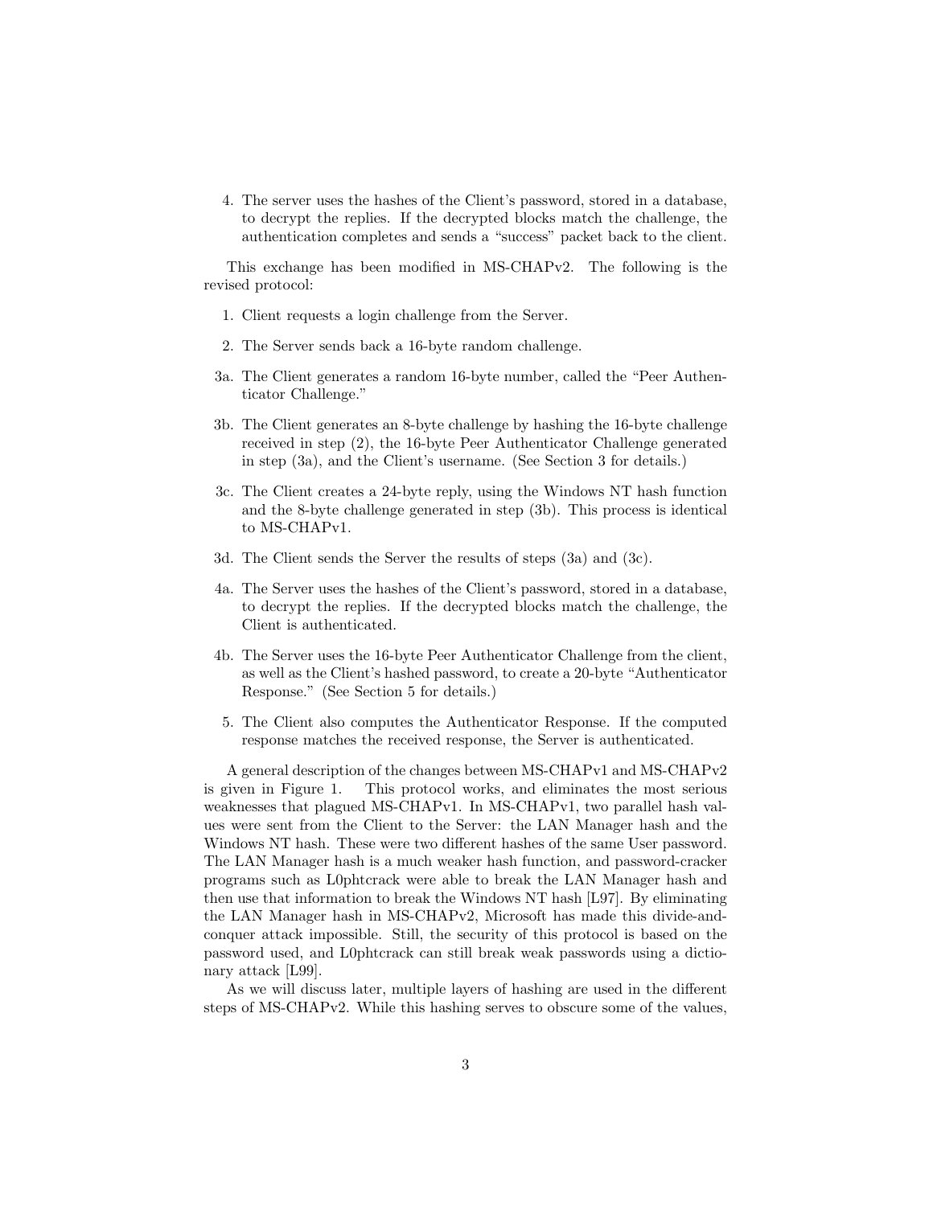4. The server uses the hashes of the Client's password, stored in a database, to decrypt the replies. If the decrypted blocks match the challenge, the authentication completes and sends a "success" packet back to the client.

This exchange has been modified in MS-CHAPv2. The following is the revised protocol:

1. Client requests a login challenge from the Server.

2. The Server sends back a 16-byte random challenge.

3a. The Client generates a random 16-byte number, called the "Peer Authenticator Challenge."

3b. The Client generates an 8-byte challenge by hashing the 16-byte challenge received in step (2), the 16-byte Peer Authenticator Challenge generated in step (3a), and the Client's username. (See Section 3 for details.)

3c. The Client creates a 24-byte reply, using the Windows NT hash function and the 8-byte challenge generated in step (3b). This process is identical to MS-CHAPv1.

3d. The Client sends the Server the results of steps (3a) and (3c).

4a. The Server uses the hashes of the Client's password, stored in a database, to decrypt the replies. If the decrypted blocks match the challenge, the Client is authenticated.

4b. The Server uses the 16-byte Peer Authenticator Challenge from the client, as well as the Client's hashed password, to create a 20-byte "Authenticator Response." (See Section 5 for details.)

5. The Client also computes the Authenticator Response. If the computed response matches the received response, the Server is authenticated.

A general description of the changes between MS-CHAPv1 and MS-CHAPv2 is given in Figure 1. This protocol works, and eliminates the most serious weaknesses that plagued MS-CHAPv1. In MS-CHAPv1, two parallel hash values were sent from the Client to the Server: the LAN Manager hash and the Windows NT hash. These were two different hashes of the same User password. The LAN Manager hash is a much weaker hash function, and password-cracker programs such as L0phtcrack were able to break the LAN Manager hash and then use that information to break the Windows NT hash [L97]. By eliminating the LAN Manager hash in MS-CHAPv2, Microsoft has made this divide-and-conquer attack impossible. Still, the security of this protocol is based on the password used, and L0phtcrack can still break weak passwords using a dictionary attack [L99].

As we will discuss later, multiple layers of hashing are used in the different steps of MS-CHAPv2. While this hashing serves to obscure some of the values,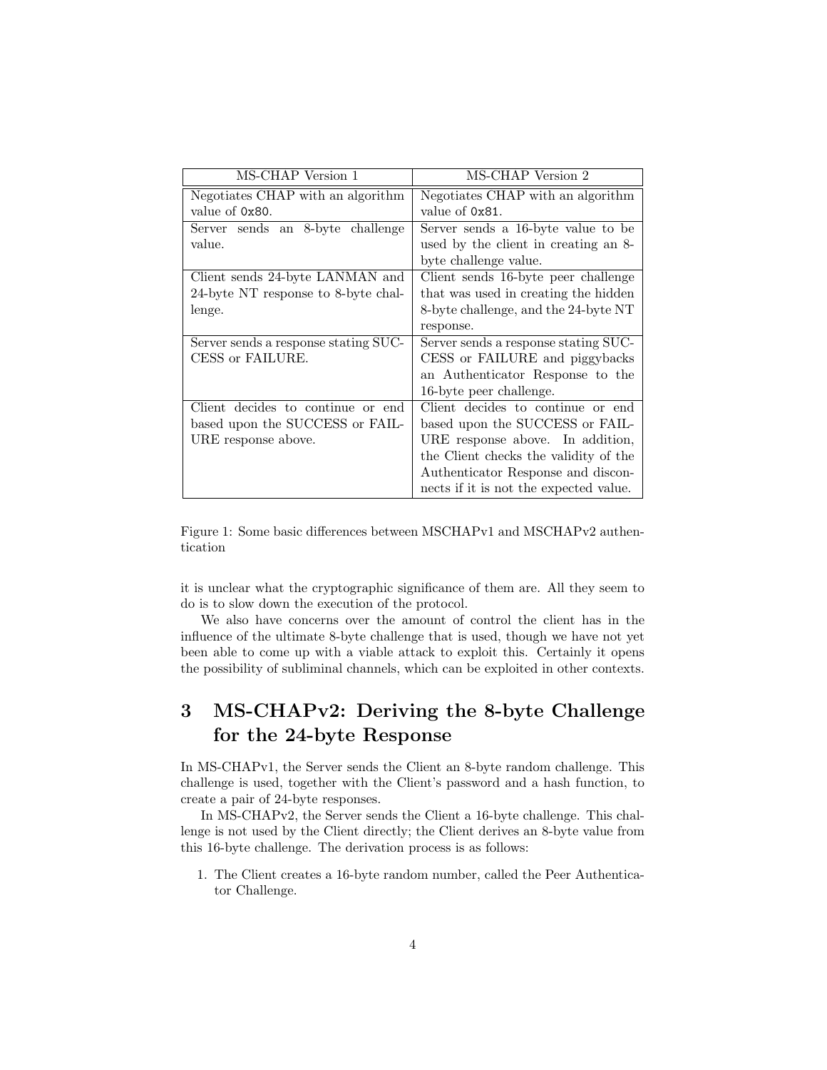| MS-CHAP Version 1 | MS-CHAP Version 2 |
|---|---|
| Negotiates CHAP with an algorithm value of `0x80`. | Negotiates CHAP with an algorithm value of `0x81`. |
| Server sends an 8-byte challenge value. | Server sends a 16-byte value to be used by the client in creating an 8-byte challenge value. |
| Client sends 24-byte LANMAN and 24-byte NT response to 8-byte challenge. | Client sends 16-byte peer challenge that was used in creating the hidden 8-byte challenge, and the 24-byte NT response. |
| Server sends a response stating SUCCESS or FAILURE. | Server sends a response stating SUCCESS or FAILURE and piggybacks an Authenticator Response to the 16-byte peer challenge. |
| Client decides to continue or end based upon the SUCCESS or FAILURE response above. | Client decides to continue or end based upon the SUCCESS or FAILURE response above. In addition, the Client checks the validity of the Authenticator Response and disconnects if it is not the expected value. |

Figure 1: Some basic differences between MSCHAPv1 and MSCHAPv2 authentication

it is unclear what the cryptographic significance of them are. All they seem to do is to slow down the execution of the protocol.

We also have concerns over the amount of control the client has in the influence of the ultimate 8-byte challenge that is used, though we have not yet been able to come up with a viable attack to exploit this. Certainly it opens the possibility of subliminal channels, which can be exploited in other contexts.

# 3 MS-CHAPv2: Deriving the 8-byte Challenge for the 24-byte Response

In MS-CHAPv1, the Server sends the Client an 8-byte random challenge. This challenge is used, together with the Client's password and a hash function, to create a pair of 24-byte responses.

In MS-CHAPv2, the Server sends the Client a 16-byte challenge. This challenge is not used by the Client directly; the Client derives an 8-byte value from this 16-byte challenge. The derivation process is as follows:

1. The Client creates a 16-byte random number, called the Peer Authenticator Challenge.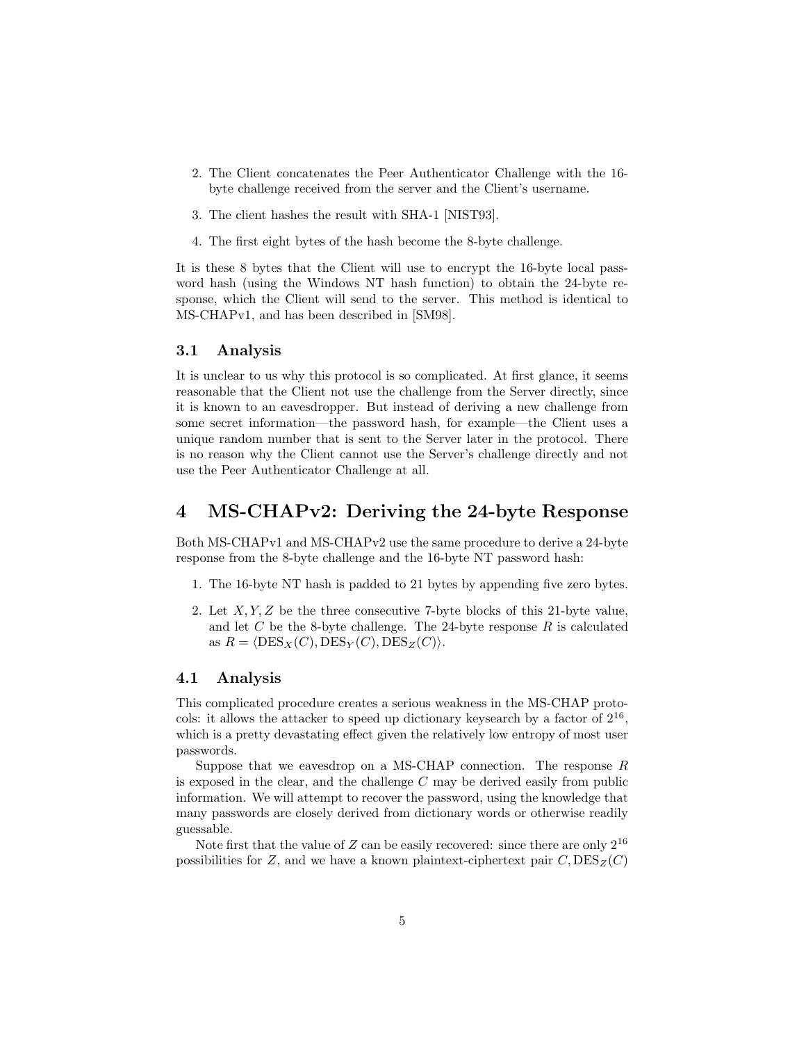2. The Client concatenates the Peer Authenticator Challenge with the 16-byte challenge received from the server and the Client's username.

3. The client hashes the result with SHA-1 [NIST93].

4. The first eight bytes of the hash become the 8-byte challenge.

It is these 8 bytes that the Client will use to encrypt the 16-byte local password hash (using the Windows NT hash function) to obtain the 24-byte response, which the Client will send to the server. This method is identical to MS-CHAPv1, and has been described in [SM98].

### 3.1 Analysis

It is unclear to us why this protocol is so complicated. At first glance, it seems reasonable that the Client not use the challenge from the Server directly, since it is known to an eavesdropper. But instead of deriving a new challenge from some secret information—the password hash, for example—the Client uses a unique random number that is sent to the Server later in the protocol. There is no reason why the Client cannot use the Server's challenge directly and not use the Peer Authenticator Challenge at all.

## 4 MS-CHAPv2: Deriving the 24-byte Response

Both MS-CHAPv1 and MS-CHAPv2 use the same procedure to derive a 24-byte response from the 8-byte challenge and the 16-byte NT password hash:

1. The 16-byte NT hash is padded to 21 bytes by appending five zero bytes.

2. Let $X, Y, Z$ be the three consecutive 7-byte blocks of this 21-byte value, and let $C$ be the 8-byte challenge. The 24-byte response $R$ is calculated as $R = \langle \mathrm{DES}_X(C), \mathrm{DES}_Y(C), \mathrm{DES}_Z(C) \rangle$.

### 4.1 Analysis

This complicated procedure creates a serious weakness in the MS-CHAP protocols: it allows the attacker to speed up dictionary keysearch by a factor of $2^{16}$, which is a pretty devastating effect given the relatively low entropy of most user passwords.

Suppose that we eavesdrop on a MS-CHAP connection. The response $R$ is exposed in the clear, and the challenge $C$ may be derived easily from public information. We will attempt to recover the password, using the knowledge that many passwords are closely derived from dictionary words or otherwise readily guessable.

Note first that the value of $Z$ can be easily recovered: since there are only $2^{16}$ possibilities for $Z$, and we have a known plaintext-ciphertext pair $C, \mathrm{DES}_Z(C)$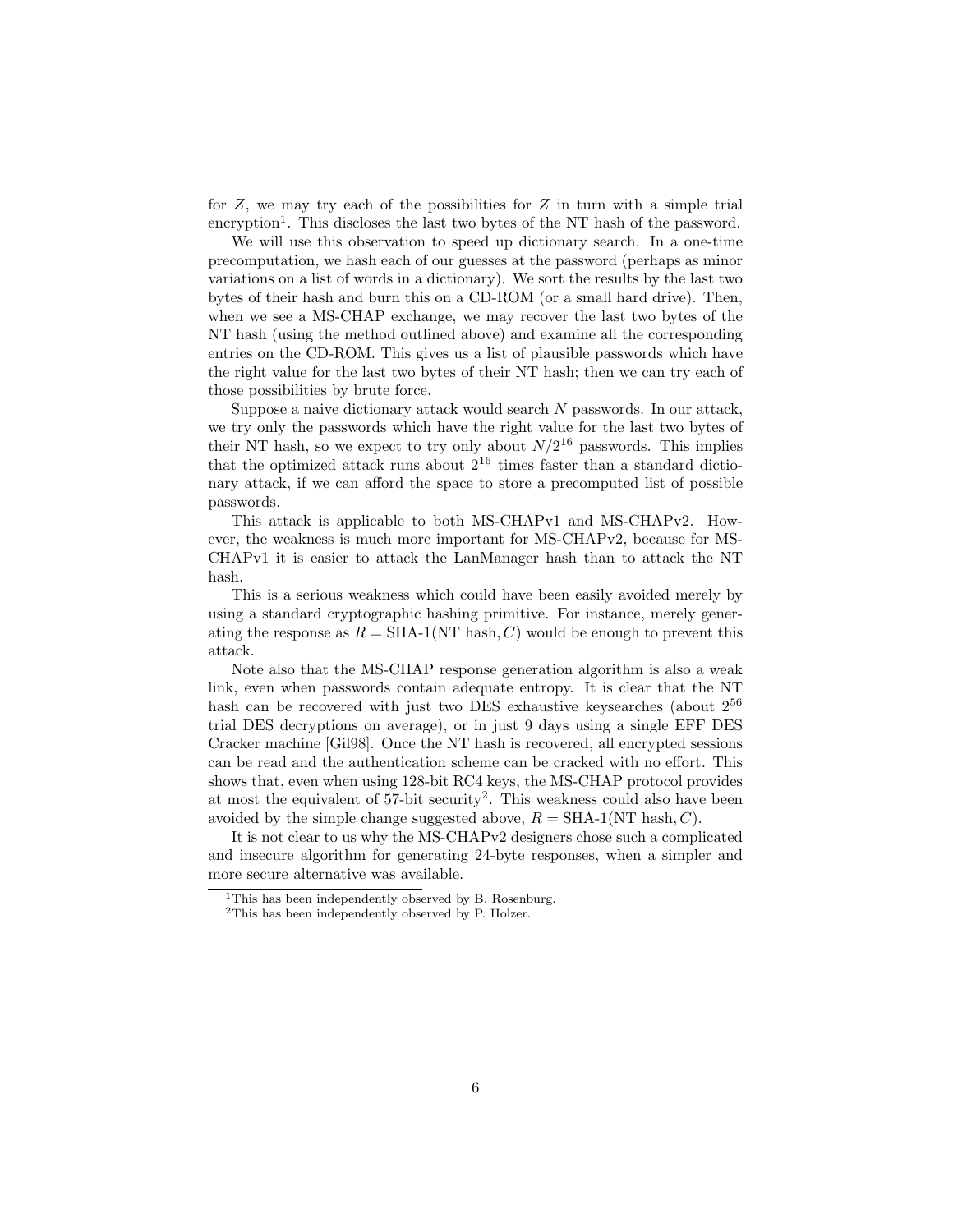for $Z$, we may try each of the possibilities for $Z$ in turn with a simple trial encryption[1]. This discloses the last two bytes of the NT hash of the password.

We will use this observation to speed up dictionary search. In a one-time precomputation, we hash each of our guesses at the password (perhaps as minor variations on a list of words in a dictionary). We sort the results by the last two bytes of their hash and burn this on a CD-ROM (or a small hard drive). Then, when we see a MS-CHAP exchange, we may recover the last two bytes of the NT hash (using the method outlined above) and examine all the corresponding entries on the CD-ROM. This gives us a list of plausible passwords which have the right value for the last two bytes of their NT hash; then we can try each of those possibilities by brute force.

Suppose a naive dictionary attack would search $N$ passwords. In our attack, we try only the passwords which have the right value for the last two bytes of their NT hash, so we expect to try only about $N/2^{16}$ passwords. This implies that the optimized attack runs about $2^{16}$ times faster than a standard dictionary attack, if we can afford the space to store a precomputed list of possible passwords.

This attack is applicable to both MS-CHAPv1 and MS-CHAPv2. However, the weakness is much more important for MS-CHAPv2, because for MS-CHAPv1 it is easier to attack the LanManager hash than to attack the NT hash.

This is a serious weakness which could have been easily avoided merely by using a standard cryptographic hashing primitive. For instance, merely generating the response as $R = \text{SHA-1}(\text{NT hash}, C)$ would be enough to prevent this attack.

Note also that the MS-CHAP response generation algorithm is also a weak link, even when passwords contain adequate entropy. It is clear that the NT hash can be recovered with just two DES exhaustive keysearches (about $2^{56}$ trial DES decryptions on average), or in just 9 days using a single EFF DES Cracker machine [Gil98]. Once the NT hash is recovered, all encrypted sessions can be read and the authentication scheme can be cracked with no effort. This shows that, even when using 128-bit RC4 keys, the MS-CHAP protocol provides at most the equivalent of 57-bit security[2]. This weakness could also have been avoided by the simple change suggested above, $R = \text{SHA-1}(\text{NT hash}, C)$.

It is not clear to us why the MS-CHAPv2 designers chose such a complicated and insecure algorithm for generating 24-byte responses, when a simpler and more secure alternative was available.

---

[1] This has been independently observed by B. Rosenburg.

[2] This has been independently observed by P. Holzer.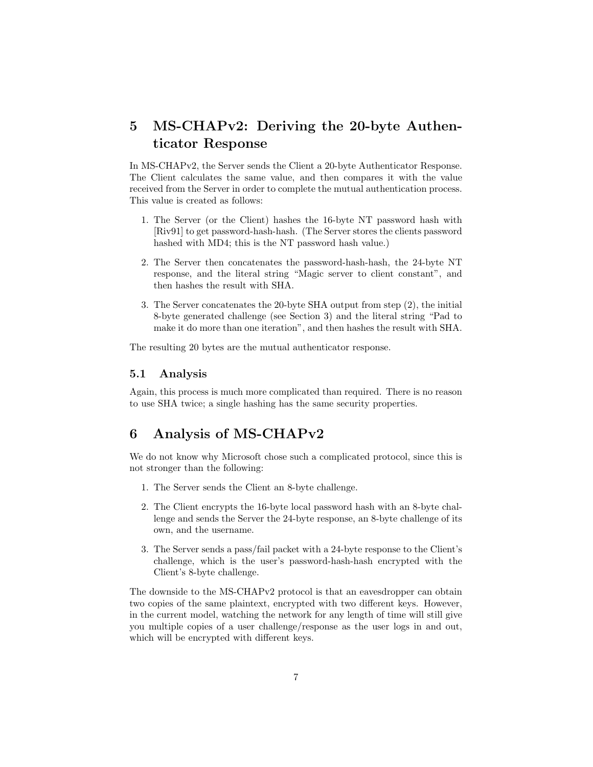# 5 MS-CHAPv2: Deriving the 20-byte Authenticator Response

In MS-CHAPv2, the Server sends the Client a 20-byte Authenticator Response. The Client calculates the same value, and then compares it with the value received from the Server in order to complete the mutual authentication process. This value is created as follows:

1. The Server (or the Client) hashes the 16-byte NT password hash with [Riv91] to get password-hash-hash. (The Server stores the clients password hashed with MD4; this is the NT password hash value.)
2. The Server then concatenates the password-hash-hash, the 24-byte NT response, and the literal string "Magic server to client constant", and then hashes the result with SHA.
3. The Server concatenates the 20-byte SHA output from step (2), the initial 8-byte generated challenge (see Section 3) and the literal string "Pad to make it do more than one iteration", and then hashes the result with SHA.

The resulting 20 bytes are the mutual authenticator response.

## 5.1 Analysis

Again, this process is much more complicated than required. There is no reason to use SHA twice; a single hashing has the same security properties.

# 6 Analysis of MS-CHAPv2

We do not know why Microsoft chose such a complicated protocol, since this is not stronger than the following:

1. The Server sends the Client an 8-byte challenge.
2. The Client encrypts the 16-byte local password hash with an 8-byte challenge and sends the Server the 24-byte response, an 8-byte challenge of its own, and the username.
3. The Server sends a pass/fail packet with a 24-byte response to the Client's challenge, which is the user's password-hash-hash encrypted with the Client's 8-byte challenge.

The downside to the MS-CHAPv2 protocol is that an eavesdropper can obtain two copies of the same plaintext, encrypted with two different keys. However, in the current model, watching the network for any length of time will still give you multiple copies of a user challenge/response as the user logs in and out, which will be encrypted with different keys.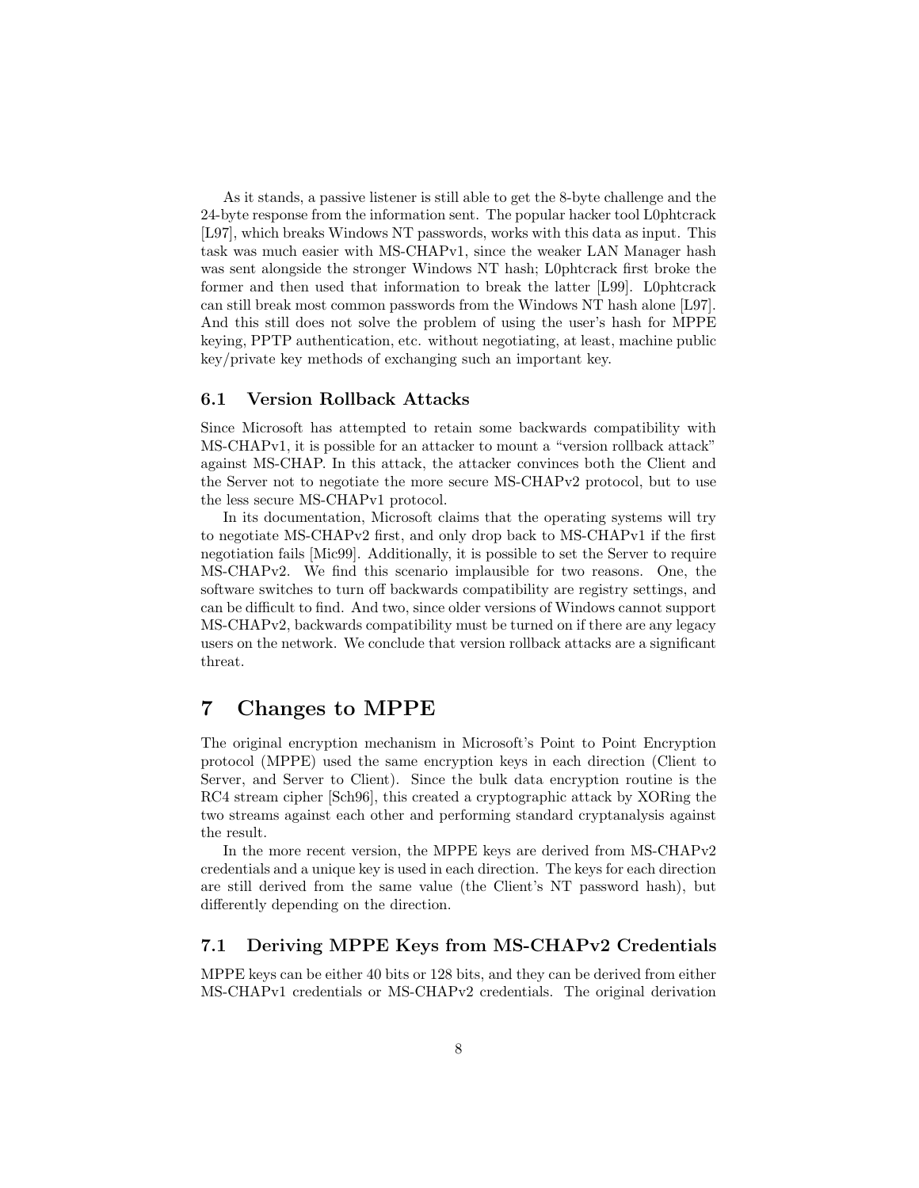As it stands, a passive listener is still able to get the 8-byte challenge and the 24-byte response from the information sent. The popular hacker tool L0phtcrack [L97], which breaks Windows NT passwords, works with this data as input. This task was much easier with MS-CHAPv1, since the weaker LAN Manager hash was sent alongside the stronger Windows NT hash; L0phtcrack first broke the former and then used that information to break the latter [L99]. L0phtcrack can still break most common passwords from the Windows NT hash alone [L97]. And this still does not solve the problem of using the user's hash for MPPE keying, PPTP authentication, etc. without negotiating, at least, machine public key/private key methods of exchanging such an important key.

### 6.1 Version Rollback Attacks

Since Microsoft has attempted to retain some backwards compatibility with MS-CHAPv1, it is possible for an attacker to mount a "version rollback attack" against MS-CHAP. In this attack, the attacker convinces both the Client and the Server not to negotiate the more secure MS-CHAPv2 protocol, but to use the less secure MS-CHAPv1 protocol.

In its documentation, Microsoft claims that the operating systems will try to negotiate MS-CHAPv2 first, and only drop back to MS-CHAPv1 if the first negotiation fails [Mic99]. Additionally, it is possible to set the Server to require MS-CHAPv2. We find this scenario implausible for two reasons. One, the software switches to turn off backwards compatibility are registry settings, and can be difficult to find. And two, since older versions of Windows cannot support MS-CHAPv2, backwards compatibility must be turned on if there are any legacy users on the network. We conclude that version rollback attacks are a significant threat.

## 7 Changes to MPPE

The original encryption mechanism in Microsoft's Point to Point Encryption protocol (MPPE) used the same encryption keys in each direction (Client to Server, and Server to Client). Since the bulk data encryption routine is the RC4 stream cipher [Sch96], this created a cryptographic attack by XORing the two streams against each other and performing standard cryptanalysis against the result.

In the more recent version, the MPPE keys are derived from MS-CHAPv2 credentials and a unique key is used in each direction. The keys for each direction are still derived from the same value (the Client's NT password hash), but differently depending on the direction.

### 7.1 Deriving MPPE Keys from MS-CHAPv2 Credentials

MPPE keys can be either 40 bits or 128 bits, and they can be derived from either MS-CHAPv1 credentials or MS-CHAPv2 credentials. The original derivation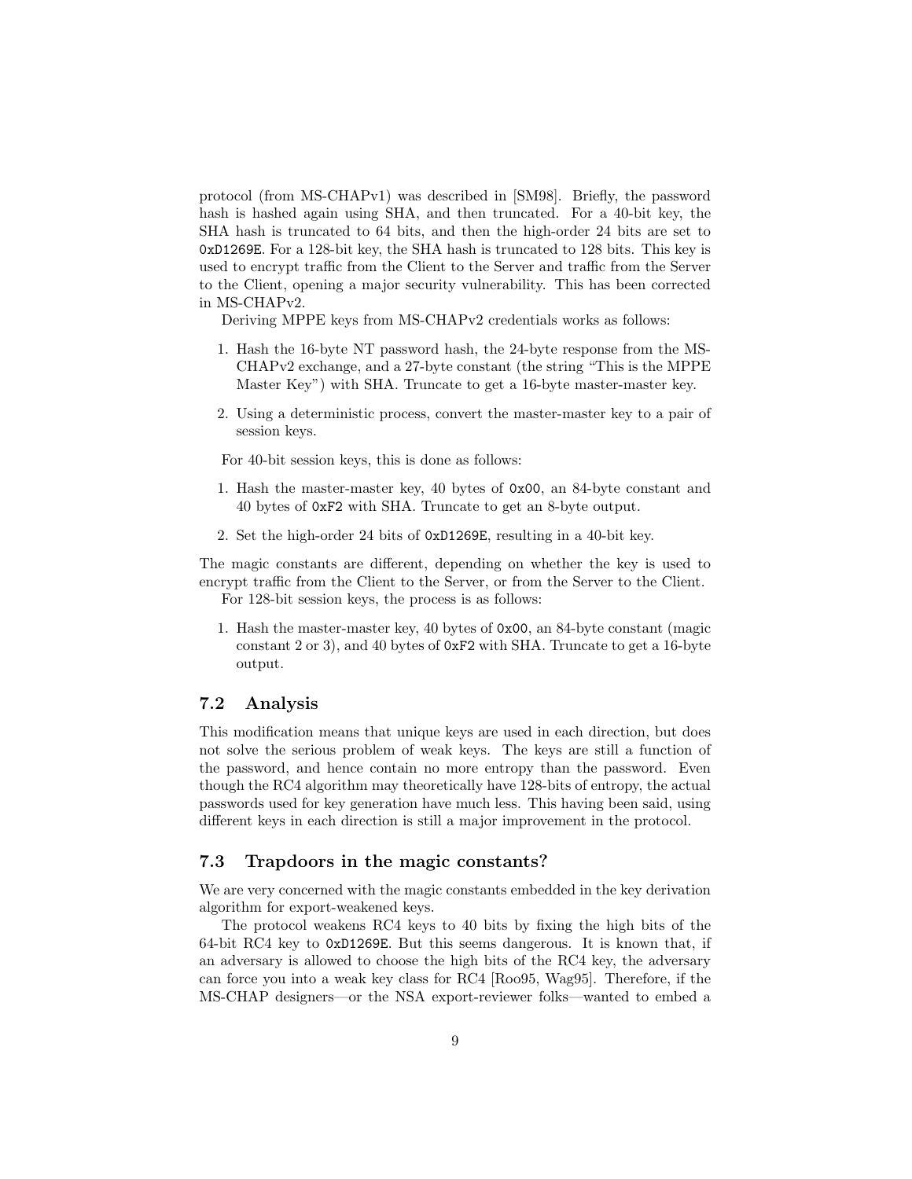protocol (from MS-CHAPv1) was described in [SM98]. Briefly, the password hash is hashed again using SHA, and then truncated. For a 40-bit key, the SHA hash is truncated to 64 bits, and then the high-order 24 bits are set to `0xD1269E`. For a 128-bit key, the SHA hash is truncated to 128 bits. This key is used to encrypt traffic from the Client to the Server and traffic from the Server to the Client, opening a major security vulnerability. This has been corrected in MS-CHAPv2.

Deriving MPPE keys from MS-CHAPv2 credentials works as follows:

1. Hash the 16-byte NT password hash, the 24-byte response from the MS-CHAPv2 exchange, and a 27-byte constant (the string "This is the MPPE Master Key") with SHA. Truncate to get a 16-byte master-master key.
2. Using a deterministic process, convert the master-master key to a pair of session keys.

For 40-bit session keys, this is done as follows:

1. Hash the master-master key, 40 bytes of `0x00`, an 84-byte constant and 40 bytes of `0xF2` with SHA. Truncate to get an 8-byte output.
2. Set the high-order 24 bits of `0xD1269E`, resulting in a 40-bit key.

The magic constants are different, depending on whether the key is used to encrypt traffic from the Client to the Server, or from the Server to the Client.

For 128-bit session keys, the process is as follows:

1. Hash the master-master key, 40 bytes of `0x00`, an 84-byte constant (magic constant 2 or 3), and 40 bytes of `0xF2` with SHA. Truncate to get a 16-byte output.

### 7.2 Analysis

This modification means that unique keys are used in each direction, but does not solve the serious problem of weak keys. The keys are still a function of the password, and hence contain no more entropy than the password. Even though the RC4 algorithm may theoretically have 128-bits of entropy, the actual passwords used for key generation have much less. This having been said, using different keys in each direction is still a major improvement in the protocol.

### 7.3 Trapdoors in the magic constants?

We are very concerned with the magic constants embedded in the key derivation algorithm for export-weakened keys.

The protocol weakens RC4 keys to 40 bits by fixing the high bits of the 64-bit RC4 key to `0xD1269E`. But this seems dangerous. It is known that, if an adversary is allowed to choose the high bits of the RC4 key, the adversary can force you into a weak key class for RC4 [Roo95, Wag95]. Therefore, if the MS-CHAP designers—or the NSA export-reviewer folks—wanted to embed a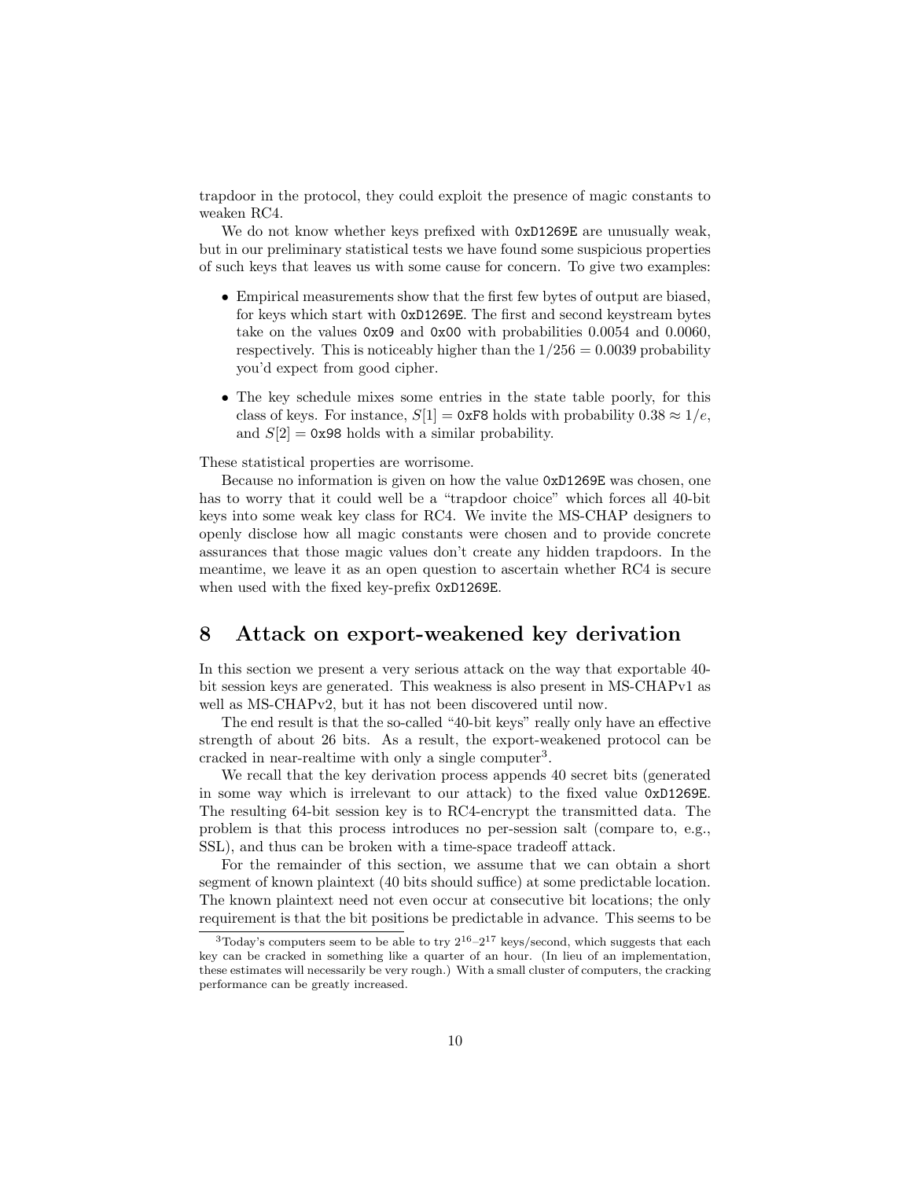trapdoor in the protocol, they could exploit the presence of magic constants to weaken RC4.

We do not know whether keys prefixed with `0xD1269E` are unusually weak, but in our preliminary statistical tests we have found some suspicious properties of such keys that leaves us with some cause for concern. To give two examples:

- Empirical measurements show that the first few bytes of output are biased, for keys which start with `0xD1269E`. The first and second keystream bytes take on the values `0x09` and `0x00` with probabilities 0.0054 and 0.0060, respectively. This is noticeably higher than the $1/256 = 0.0039$ probability you'd expect from good cipher.
- The key schedule mixes some entries in the state table poorly, for this class of keys. For instance, $S[1] =$ `0xF8` holds with probability $0.38 \approx 1/e$, and $S[2] =$ `0x98` holds with a similar probability.

These statistical properties are worrisome.

Because no information is given on how the value `0xD1269E` was chosen, one has to worry that it could well be a "trapdoor choice" which forces all 40-bit keys into some weak key class for RC4. We invite the MS-CHAP designers to openly disclose how all magic constants were chosen and to provide concrete assurances that those magic values don't create any hidden trapdoors. In the meantime, we leave it as an open question to ascertain whether RC4 is secure when used with the fixed key-prefix `0xD1269E`.

## 8 Attack on export-weakened key derivation

In this section we present a very serious attack on the way that exportable 40-bit session keys are generated. This weakness is also present in MS-CHAPv1 as well as MS-CHAPv2, but it has not been discovered until now.

The end result is that the so-called "40-bit keys" really only have an effective strength of about 26 bits. As a result, the export-weakened protocol can be cracked in near-realtime with only a single computer[3].

We recall that the key derivation process appends 40 secret bits (generated in some way which is irrelevant to our attack) to the fixed value `0xD1269E`. The resulting 64-bit session key is to RC4-encrypt the transmitted data. The problem is that this process introduces no per-session salt (compare to, e.g., SSL), and thus can be broken with a time-space tradeoff attack.

For the remainder of this section, we assume that we can obtain a short segment of known plaintext (40 bits should suffice) at some predictable location. The known plaintext need not even occur at consecutive bit locations; the only requirement is that the bit positions be predictable in advance. This seems to be

---

[3] Today's computers seem to be able to try $2^{16}$–$2^{17}$ keys/second, which suggests that each key can be cracked in something like a quarter of an hour. (In lieu of an implementation, these estimates will necessarily be very rough.) With a small cluster of computers, the cracking performance can be greatly increased.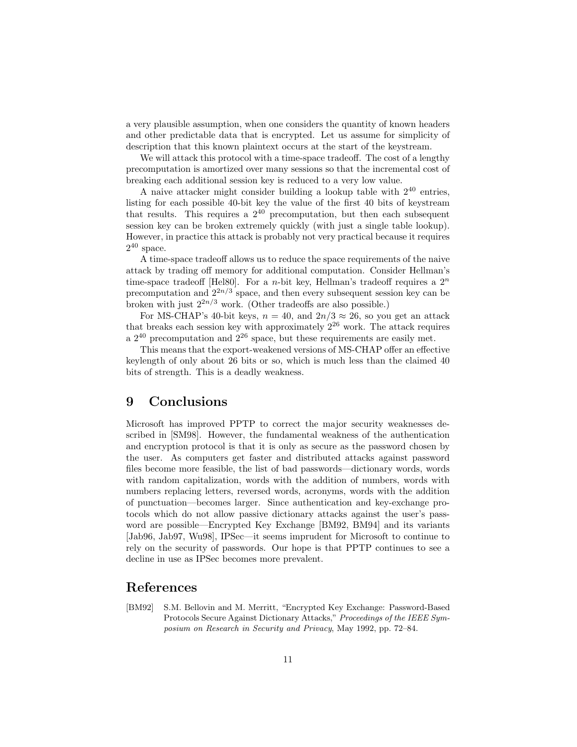a very plausible assumption, when one considers the quantity of known headers and other predictable data that is encrypted. Let us assume for simplicity of description that this known plaintext occurs at the start of the keystream.

We will attack this protocol with a time-space tradeoff. The cost of a lengthy precomputation is amortized over many sessions so that the incremental cost of breaking each additional session key is reduced to a very low value.

A naive attacker might consider building a lookup table with $2^{40}$ entries, listing for each possible 40-bit key the value of the first 40 bits of keystream that results. This requires a $2^{40}$ precomputation, but then each subsequent session key can be broken extremely quickly (with just a single table lookup). However, in practice this attack is probably not very practical because it requires $2^{40}$ space.

A time-space tradeoff allows us to reduce the space requirements of the naive attack by trading off memory for additional computation. Consider Hellman's time-space tradeoff [Hel80]. For a $n$-bit key, Hellman's tradeoff requires a $2^n$ precomputation and $2^{2n/3}$ space, and then every subsequent session key can be broken with just $2^{2n/3}$ work. (Other tradeoffs are also possible.)

For MS-CHAP's 40-bit keys, $n = 40$, and $2n/3 \approx 26$, so you get an attack that breaks each session key with approximately $2^{26}$ work. The attack requires a $2^{40}$ precomputation and $2^{26}$ space, but these requirements are easily met.

This means that the export-weakened versions of MS-CHAP offer an effective keylength of only about 26 bits or so, which is much less than the claimed 40 bits of strength. This is a deadly weakness.

# 9 Conclusions

Microsoft has improved PPTP to correct the major security weaknesses described in [SM98]. However, the fundamental weakness of the authentication and encryption protocol is that it is only as secure as the password chosen by the user. As computers get faster and distributed attacks against password files become more feasible, the list of bad passwords—dictionary words, words with random capitalization, words with the addition of numbers, words with numbers replacing letters, reversed words, acronyms, words with the addition of punctuation—becomes larger. Since authentication and key-exchange protocols which do not allow passive dictionary attacks against the user's password are possible—Encrypted Key Exchange [BM92, BM94] and its variants [Jab96, Jab97, Wu98], IPSec—it seems imprudent for Microsoft to continue to rely on the security of passwords. Our hope is that PPTP continues to see a decline in use as IPSec becomes more prevalent.

# References

[BM92] S.M. Bellovin and M. Merritt, "Encrypted Key Exchange: Password-Based Protocols Secure Against Dictionary Attacks," *Proceedings of the IEEE Symposium on Research in Security and Privacy*, May 1992, pp. 72–84.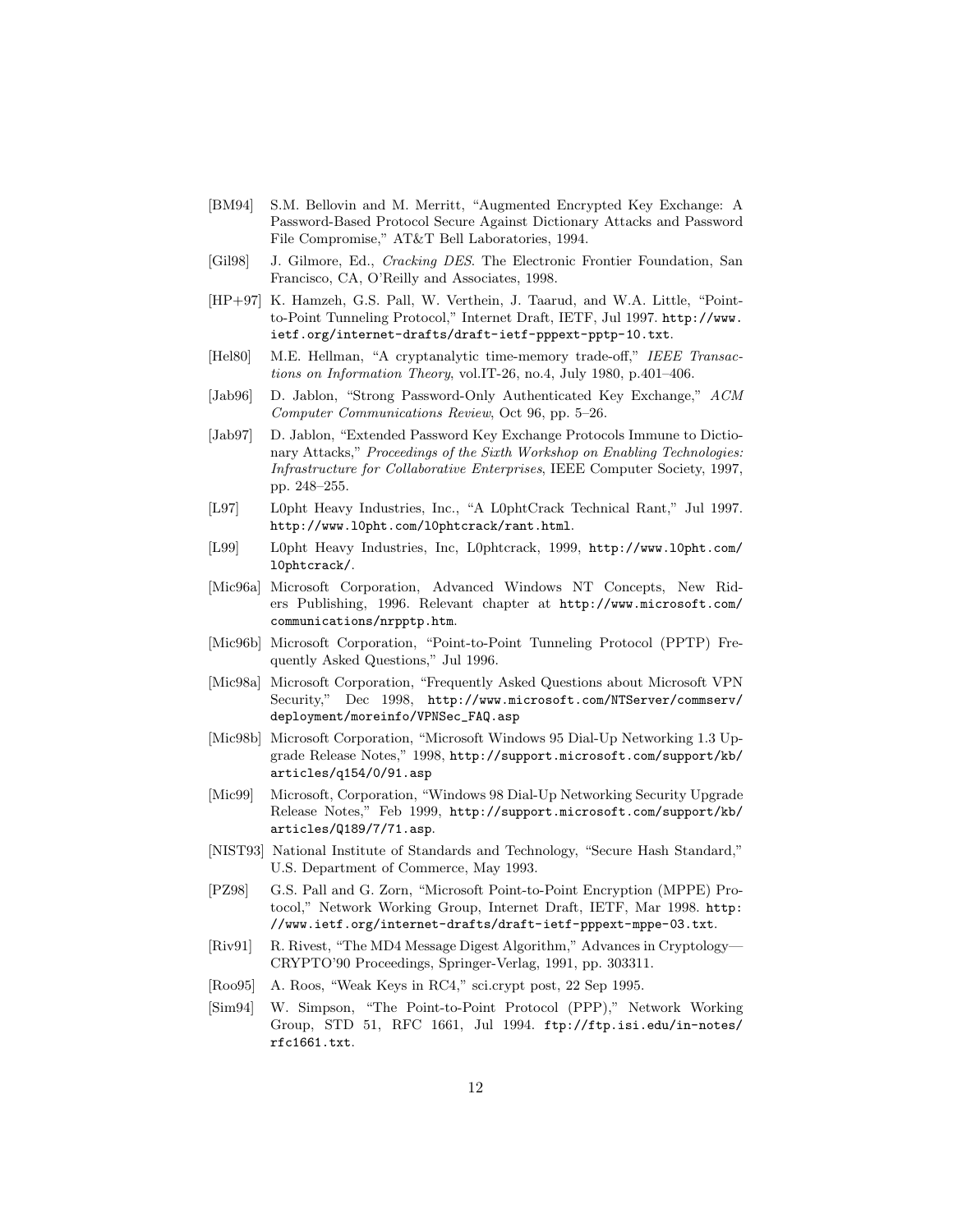[BM94] S.M. Bellovin and M. Merritt, "Augmented Encrypted Key Exchange: A Password-Based Protocol Secure Against Dictionary Attacks and Password File Compromise," AT&T Bell Laboratories, 1994.

[Gil98] J. Gilmore, Ed., *Cracking DES*. The Electronic Frontier Foundation, San Francisco, CA, O'Reilly and Associates, 1998.

[HP+97] K. Hamzeh, G.S. Pall, W. Verthein, J. Taarud, and W.A. Little, "Point-to-Point Tunneling Protocol," Internet Draft, IETF, Jul 1997. `http://www.ietf.org/internet-drafts/draft-ietf-pppext-pptp-10.txt`.

[Hel80] M.E. Hellman, "A cryptanalytic time-memory trade-off," *IEEE Transactions on Information Theory*, vol.IT-26, no.4, July 1980, p.401–406.

[Jab96] D. Jablon, "Strong Password-Only Authenticated Key Exchange," *ACM Computer Communications Review*, Oct 96, pp. 5–26.

[Jab97] D. Jablon, "Extended Password Key Exchange Protocols Immune to Dictionary Attacks," *Proceedings of the Sixth Workshop on Enabling Technologies: Infrastructure for Collaborative Enterprises*, IEEE Computer Society, 1997, pp. 248–255.

[L97] L0pht Heavy Industries, Inc., "A L0phtCrack Technical Rant," Jul 1997. `http://www.l0pht.com/l0phtcrack/rant.html`.

[L99] L0pht Heavy Industries, Inc, L0phtcrack, 1999, `http://www.l0pht.com/l0phtcrack/`.

[Mic96a] Microsoft Corporation, Advanced Windows NT Concepts, New Riders Publishing, 1996. Relevant chapter at `http://www.microsoft.com/communications/nrpptp.htm`.

[Mic96b] Microsoft Corporation, "Point-to-Point Tunneling Protocol (PPTP) Frequently Asked Questions," Jul 1996.

[Mic98a] Microsoft Corporation, "Frequently Asked Questions about Microsoft VPN Security," Dec 1998, `http://www.microsoft.com/NTServer/commserv/deployment/moreinfo/VPNSec_FAQ.asp`

[Mic98b] Microsoft Corporation, "Microsoft Windows 95 Dial-Up Networking 1.3 Upgrade Release Notes," 1998, `http://support.microsoft.com/support/kb/articles/q154/0/91.asp`

[Mic99] Microsoft, Corporation, "Windows 98 Dial-Up Networking Security Upgrade Release Notes," Feb 1999, `http://support.microsoft.com/support/kb/articles/Q189/7/71.asp`.

[NIST93] National Institute of Standards and Technology, "Secure Hash Standard," U.S. Department of Commerce, May 1993.

[PZ98] G.S. Pall and G. Zorn, "Microsoft Point-to-Point Encryption (MPPE) Protocol," Network Working Group, Internet Draft, IETF, Mar 1998. `http://www.ietf.org/internet-drafts/draft-ietf-pppext-mppe-03.txt`.

[Riv91] R. Rivest, "The MD4 Message Digest Algorithm," Advances in Cryptology—CRYPTO'90 Proceedings, Springer-Verlag, 1991, pp. 303311.

[Roo95] A. Roos, "Weak Keys in RC4," sci.crypt post, 22 Sep 1995.

[Sim94] W. Simpson, "The Point-to-Point Protocol (PPP)," Network Working Group, STD 51, RFC 1661, Jul 1994. `ftp://ftp.isi.edu/in-notes/rfc1661.txt`.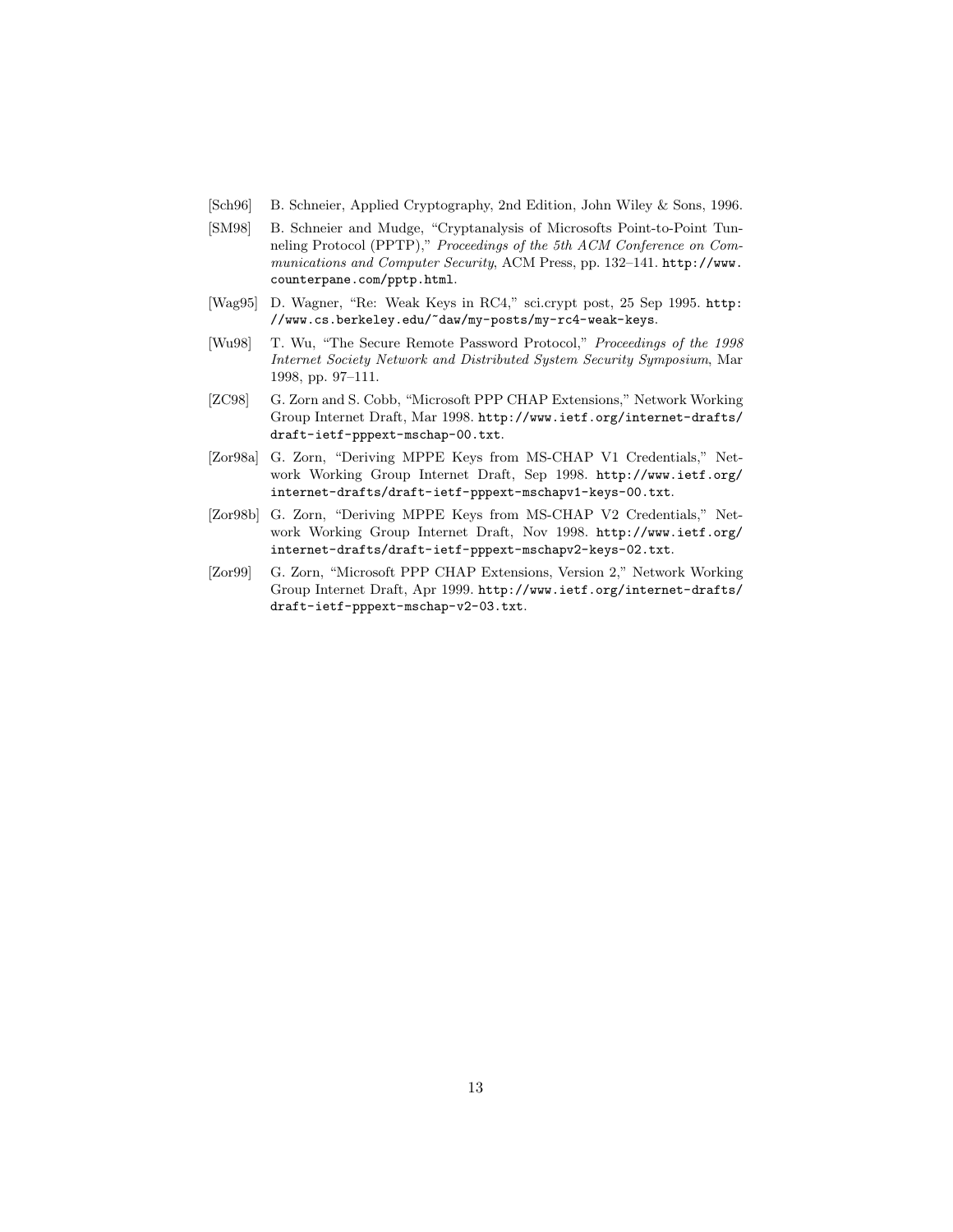[Sch96] B. Schneier, Applied Cryptography, 2nd Edition, John Wiley & Sons, 1996.

[SM98] B. Schneier and Mudge, "Cryptanalysis of Microsofts Point-to-Point Tunneling Protocol (PPTP)," *Proceedings of the 5th ACM Conference on Communications and Computer Security*, ACM Press, pp. 132–141. `http://www.counterpane.com/pptp.html`.

[Wag95] D. Wagner, "Re: Weak Keys in RC4," sci.crypt post, 25 Sep 1995. `http://www.cs.berkeley.edu/~daw/my-posts/my-rc4-weak-keys`.

[Wu98] T. Wu, "The Secure Remote Password Protocol," *Proceedings of the 1998 Internet Society Network and Distributed System Security Symposium*, Mar 1998, pp. 97–111.

[ZC98] G. Zorn and S. Cobb, "Microsoft PPP CHAP Extensions," Network Working Group Internet Draft, Mar 1998. `http://www.ietf.org/internet-drafts/draft-ietf-pppext-mschap-00.txt`.

[Zor98a] G. Zorn, "Deriving MPPE Keys from MS-CHAP V1 Credentials," Network Working Group Internet Draft, Sep 1998. `http://www.ietf.org/internet-drafts/draft-ietf-pppext-mschapv1-keys-00.txt`.

[Zor98b] G. Zorn, "Deriving MPPE Keys from MS-CHAP V2 Credentials," Network Working Group Internet Draft, Nov 1998. `http://www.ietf.org/internet-drafts/draft-ietf-pppext-mschapv2-keys-02.txt`.

[Zor99] G. Zorn, "Microsoft PPP CHAP Extensions, Version 2," Network Working Group Internet Draft, Apr 1999. `http://www.ietf.org/internet-drafts/draft-ietf-pppext-mschap-v2-03.txt`.